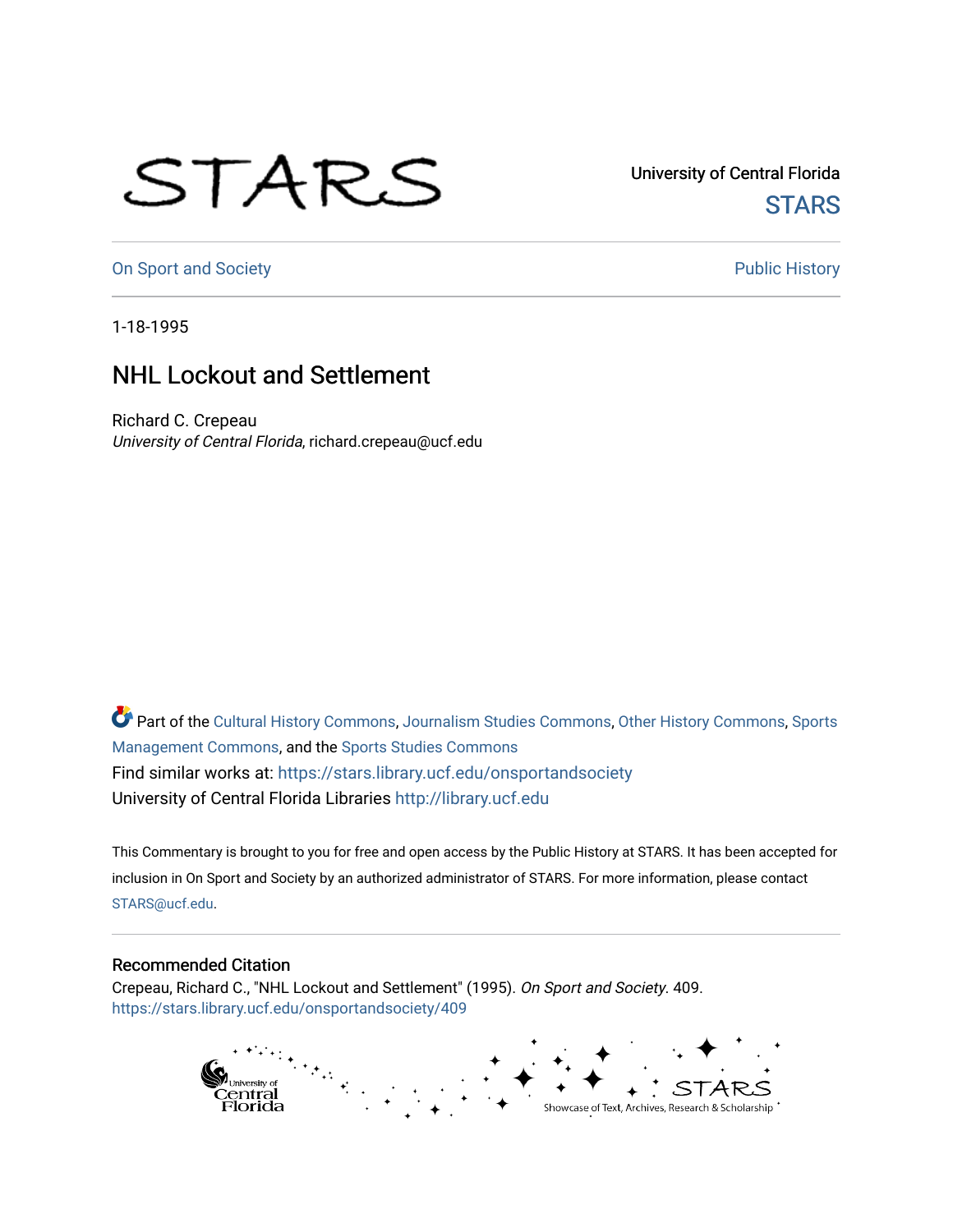STARS

University of Central Florida
STARS

On Sport and Society

Public History

1-18-1995

# NHL Lockout and Settlement

Richard C. Crepeau
*University of Central Florida*, richard.crepeau@ucf.edu

Part of the Cultural History Commons, Journalism Studies Commons, Other History Commons, Sports Management Commons, and the Sports Studies Commons
Find similar works at: https://stars.library.ucf.edu/onsportandsociety
University of Central Florida Libraries http://library.ucf.edu

This Commentary is brought to you for free and open access by the Public History at STARS. It has been accepted for inclusion in On Sport and Society by an authorized administrator of STARS. For more information, please contact STARS@ucf.edu.

## Recommended Citation

Crepeau, Richard C., "NHL Lockout and Settlement" (1995). *On Sport and Society*. 409.
https://stars.library.ucf.edu/onsportandsociety/409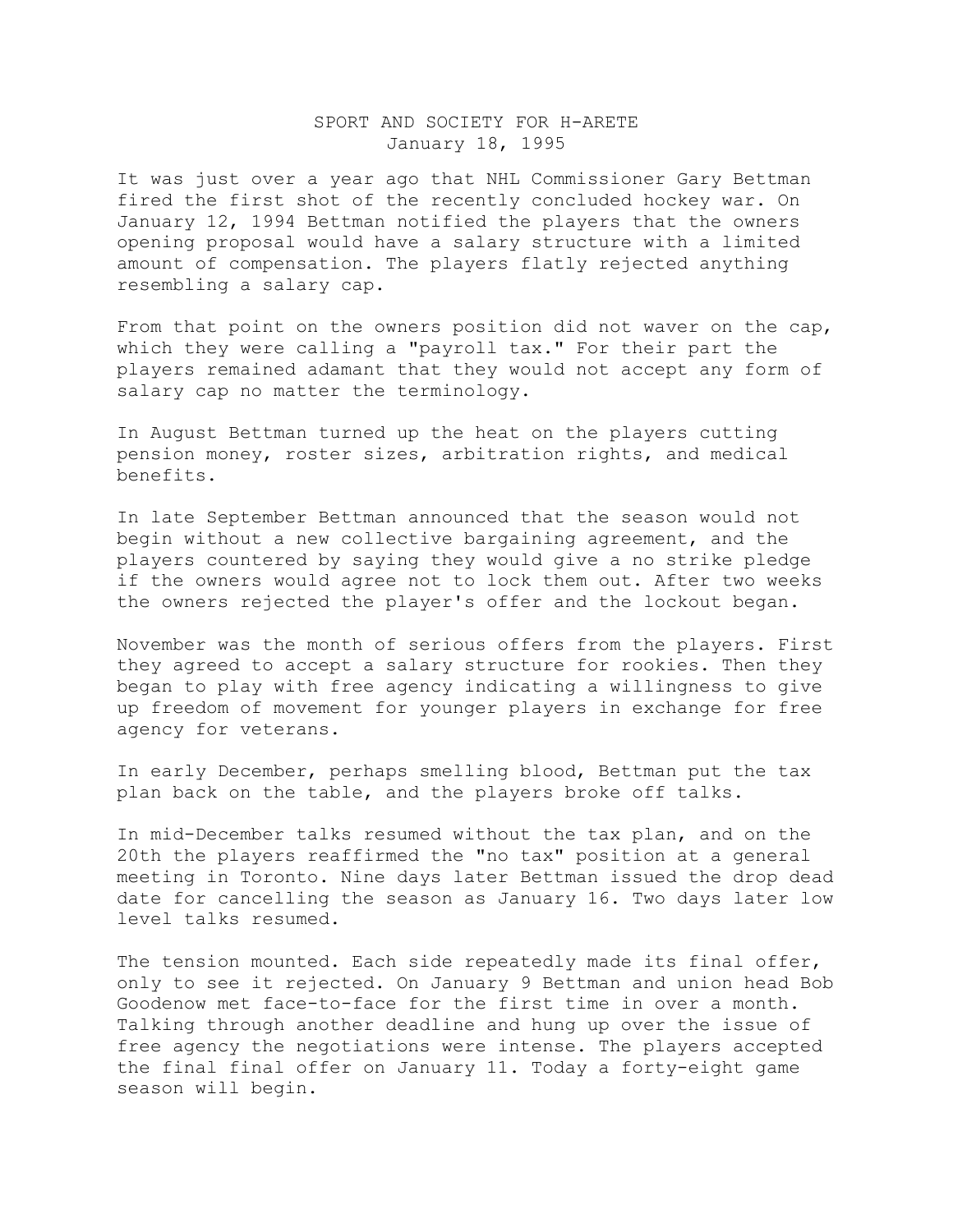SPORT AND SOCIETY FOR H-ARETE
January 18, 1995

It was just over a year ago that NHL Commissioner Gary Bettman fired the first shot of the recently concluded hockey war. On January 12, 1994 Bettman notified the players that the owners opening proposal would have a salary structure with a limited amount of compensation. The players flatly rejected anything resembling a salary cap.

From that point on the owners position did not waver on the cap, which they were calling a "payroll tax." For their part the players remained adamant that they would not accept any form of salary cap no matter the terminology.

In August Bettman turned up the heat on the players cutting pension money, roster sizes, arbitration rights, and medical benefits.

In late September Bettman announced that the season would not begin without a new collective bargaining agreement, and the players countered by saying they would give a no strike pledge if the owners would agree not to lock them out. After two weeks the owners rejected the player's offer and the lockout began.

November was the month of serious offers from the players. First they agreed to accept a salary structure for rookies. Then they began to play with free agency indicating a willingness to give up freedom of movement for younger players in exchange for free agency for veterans.

In early December, perhaps smelling blood, Bettman put the tax plan back on the table, and the players broke off talks.

In mid-December talks resumed without the tax plan, and on the 20th the players reaffirmed the "no tax" position at a general meeting in Toronto. Nine days later Bettman issued the drop dead date for cancelling the season as January 16. Two days later low level talks resumed.

The tension mounted. Each side repeatedly made its final offer, only to see it rejected. On January 9 Bettman and union head Bob Goodenow met face-to-face for the first time in over a month. Talking through another deadline and hung up over the issue of free agency the negotiations were intense. The players accepted the final final offer on January 11. Today a forty-eight game season will begin.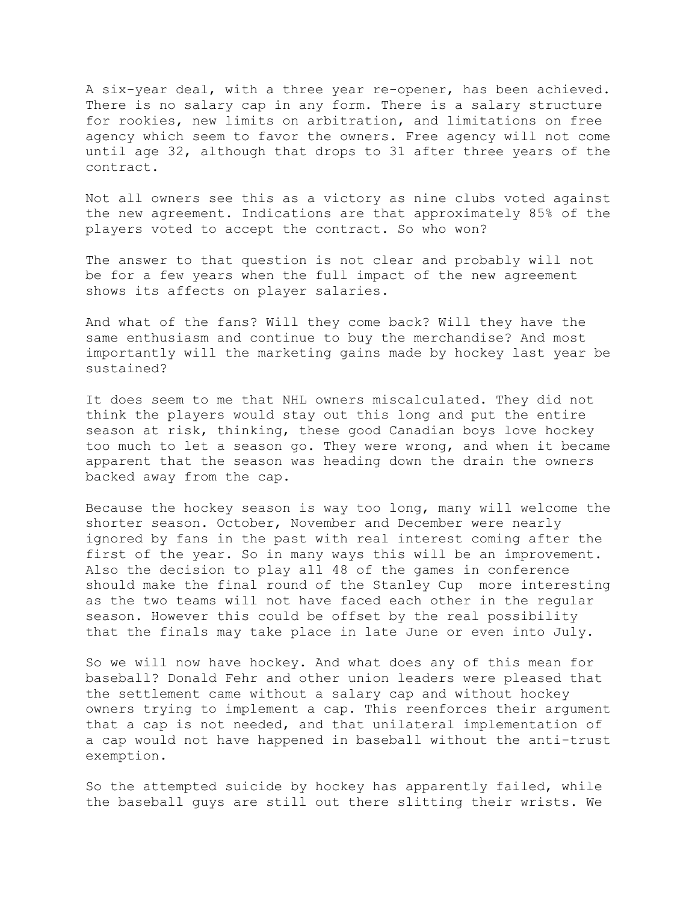A six-year deal, with a three year re-opener, has been achieved. There is no salary cap in any form. There is a salary structure for rookies, new limits on arbitration, and limitations on free agency which seem to favor the owners. Free agency will not come until age 32, although that drops to 31 after three years of the contract.

Not all owners see this as a victory as nine clubs voted against the new agreement. Indications are that approximately 85% of the players voted to accept the contract. So who won?

The answer to that question is not clear and probably will not be for a few years when the full impact of the new agreement shows its affects on player salaries.

And what of the fans? Will they come back? Will they have the same enthusiasm and continue to buy the merchandise? And most importantly will the marketing gains made by hockey last year be sustained?

It does seem to me that NHL owners miscalculated. They did not think the players would stay out this long and put the entire season at risk, thinking, these good Canadian boys love hockey too much to let a season go. They were wrong, and when it became apparent that the season was heading down the drain the owners backed away from the cap.

Because the hockey season is way too long, many will welcome the shorter season. October, November and December were nearly ignored by fans in the past with real interest coming after the first of the year. So in many ways this will be an improvement. Also the decision to play all 48 of the games in conference should make the final round of the Stanley Cup more interesting as the two teams will not have faced each other in the regular season. However this could be offset by the real possibility that the finals may take place in late June or even into July.

So we will now have hockey. And what does any of this mean for baseball? Donald Fehr and other union leaders were pleased that the settlement came without a salary cap and without hockey owners trying to implement a cap. This reenforces their argument that a cap is not needed, and that unilateral implementation of a cap would not have happened in baseball without the anti-trust exemption.

So the attempted suicide by hockey has apparently failed, while the baseball guys are still out there slitting their wrists. We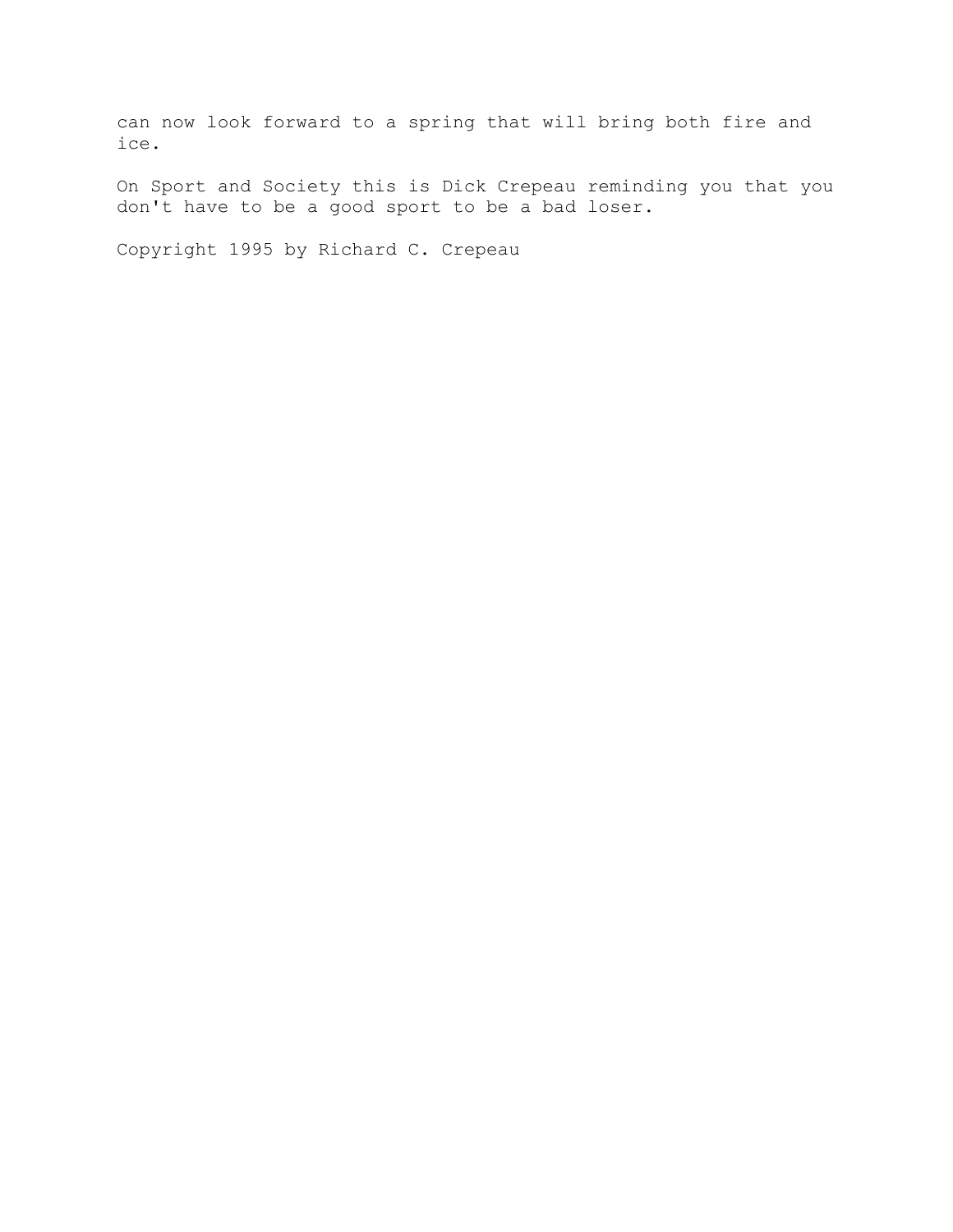can now look forward to a spring that will bring both fire and ice.

On Sport and Society this is Dick Crepeau reminding you that you don't have to be a good sport to be a bad loser.

Copyright 1995 by Richard C. Crepeau